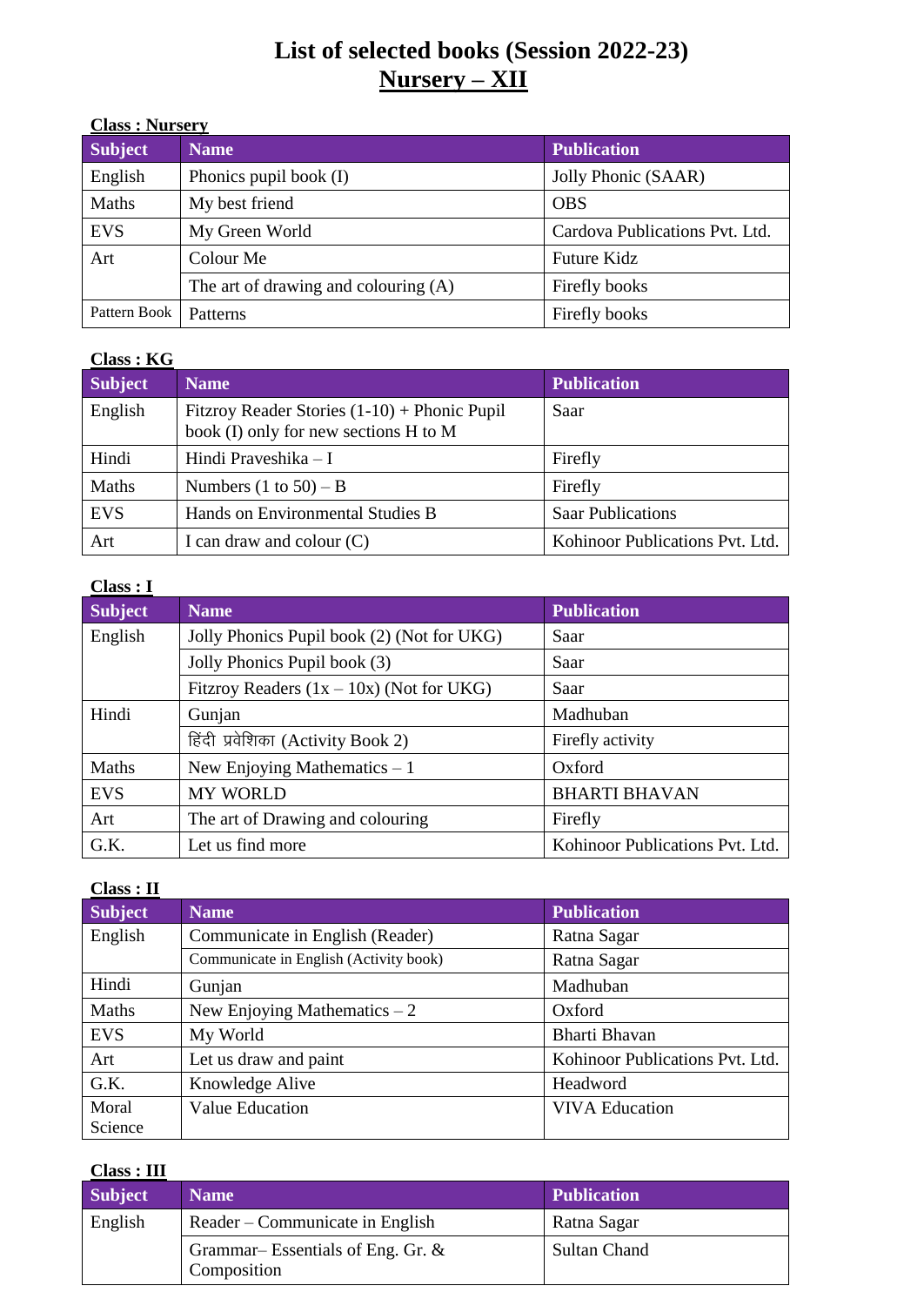# List of selected books (Session 2022-23)
## Nursery – XII

**Class : Nursery**

| Subject | Name | Publication |
|---|---|---|
| English | Phonics pupil book (I) | Jolly Phonic (SAAR) |
| Maths | My best friend | OBS |
| EVS | My Green World | Cardova Publications Pvt. Ltd. |
| Art | Colour Me | Future Kidz |
| | The art of drawing and colouring (A) | Firefly books |
| Pattern Book | Patterns | Firefly books |

**Class : KG**

| Subject | Name | Publication |
|---|---|---|
| English | Fitzroy Reader Stories (1-10) + Phonic Pupil book (I) only for new sections H to M | Saar |
| Hindi | Hindi Praveshika – I | Firefly |
| Maths | Numbers (1 to 50) – B | Firefly |
| EVS | Hands on Environmental Studies B | Saar Publications |
| Art | I can draw and colour (C) | Kohinoor Publications Pvt. Ltd. |

**Class : I**

| Subject | Name | Publication |
|---|---|---|
| English | Jolly Phonics Pupil book (2) (Not for UKG) | Saar |
| | Jolly Phonics Pupil book (3) | Saar |
| | Fitzroy Readers (1x – 10x) (Not for UKG) | Saar |
| Hindi | Gunjan | Madhuban |
| | हिंदी प्रवेशिका (Activity Book 2) | Firefly activity |
| Maths | New Enjoying Mathematics – 1 | Oxford |
| EVS | MY WORLD | BHARTI BHAVAN |
| Art | The art of Drawing and colouring | Firefly |
| G.K. | Let us find more | Kohinoor Publications Pvt. Ltd. |

**Class : II**

| Subject | Name | Publication |
|---|---|---|
| English | Communicate in English (Reader) | Ratna Sagar |
| | Communicate in English (Activity book) | Ratna Sagar |
| Hindi | Gunjan | Madhuban |
| Maths | New Enjoying Mathematics – 2 | Oxford |
| EVS | My World | Bharti Bhavan |
| Art | Let us draw and paint | Kohinoor Publications Pvt. Ltd. |
| G.K. | Knowledge Alive | Headword |
| Moral Science | Value Education | VIVA Education |

**Class : III**

| Subject | Name | Publication |
|---|---|---|
| English | Reader – Communicate in English | Ratna Sagar |
| | Grammar– Essentials of Eng. Gr. & Composition | Sultan Chand |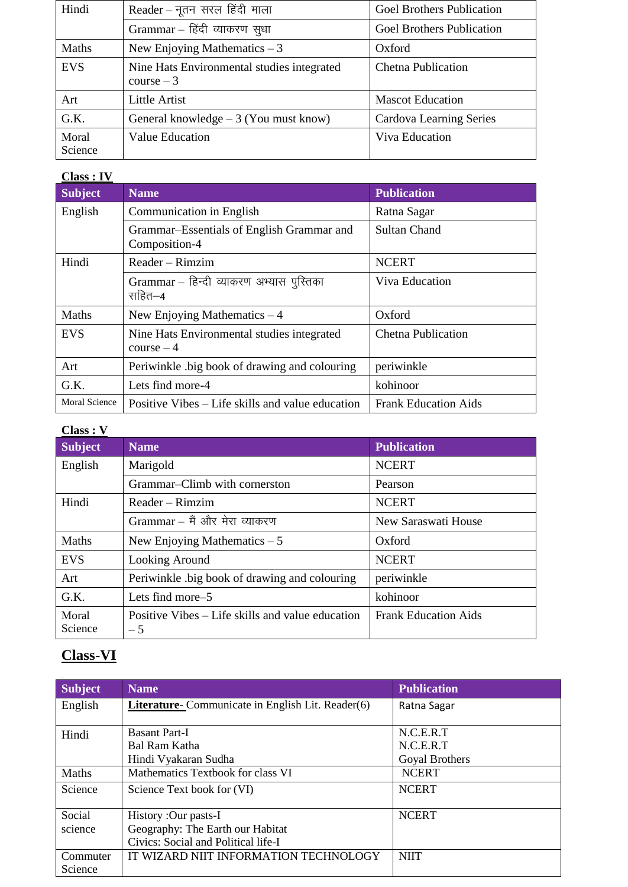| Hindi | Reader – नूतन सरल हिंदी माला | Goel Brothers Publication |
|---|---|---|
| | Grammar – हिंदी व्याकरण सुधा | Goel Brothers Publication |
| Maths | New Enjoying Mathematics – 3 | Oxford |
| EVS | Nine Hats Environmental studies integrated course – 3 | Chetna Publication |
| Art | Little Artist | Mascot Education |
| G.K. | General knowledge – 3 (You must know) | Cardova Learning Series |
| Moral Science | Value Education | Viva Education |

**Class : IV**

| Subject | Name | Publication |
|---|---|---|
| English | Communication in English | Ratna Sagar |
| | Grammar–Essentials of English Grammar and Composition-4 | Sultan Chand |
| Hindi | Reader – Rimzim | NCERT |
| | Grammar – हिन्दी व्याकरण अभ्यास पुस्तिका सहित–4 | Viva Education |
| Maths | New Enjoying Mathematics – 4 | Oxford |
| EVS | Nine Hats Environmental studies integrated course – 4 | Chetna Publication |
| Art | Periwinkle .big book of drawing and colouring | periwinkle |
| G.K. | Lets find more-4 | kohinoor |
| Moral Science | Positive Vibes – Life skills and value education | Frank Education Aids |

**Class : V**

| Subject | Name | Publication |
|---|---|---|
| English | Marigold | NCERT |
| | Grammar–Climb with cornerston | Pearson |
| Hindi | Reader – Rimzim | NCERT |
| | Grammar – मैं और मेरा व्याकरण | New Saraswati House |
| Maths | New Enjoying Mathematics – 5 | Oxford |
| EVS | Looking Around | NCERT |
| Art | Periwinkle .big book of drawing and colouring | periwinkle |
| G.K. | Lets find more–5 | kohinoor |
| Moral Science | Positive Vibes – Life skills and value education – 5 | Frank Education Aids |

## Class-VI

| Subject | Name | Publication |
|---|---|---|
| English | **Literature-** Communicate in English Lit. Reader(6) | Ratna Sagar |
| Hindi | Basant Part-I<br>Bal Ram Katha<br>Hindi Vyakaran Sudha | N.C.E.R.T<br>N.C.E.R.T<br>Goyal Brothers |
| Maths | Mathematics Textbook for class VI | NCERT |
| Science | Science Text book for (VI) | NCERT |
| Social science | History :Our pasts-I<br>Geography: The Earth our Habitat<br>Civics: Social and Political life-I | NCERT |
| Commuter Science | IT WIZARD NIIT INFORMATION TECHNOLOGY | NIIT |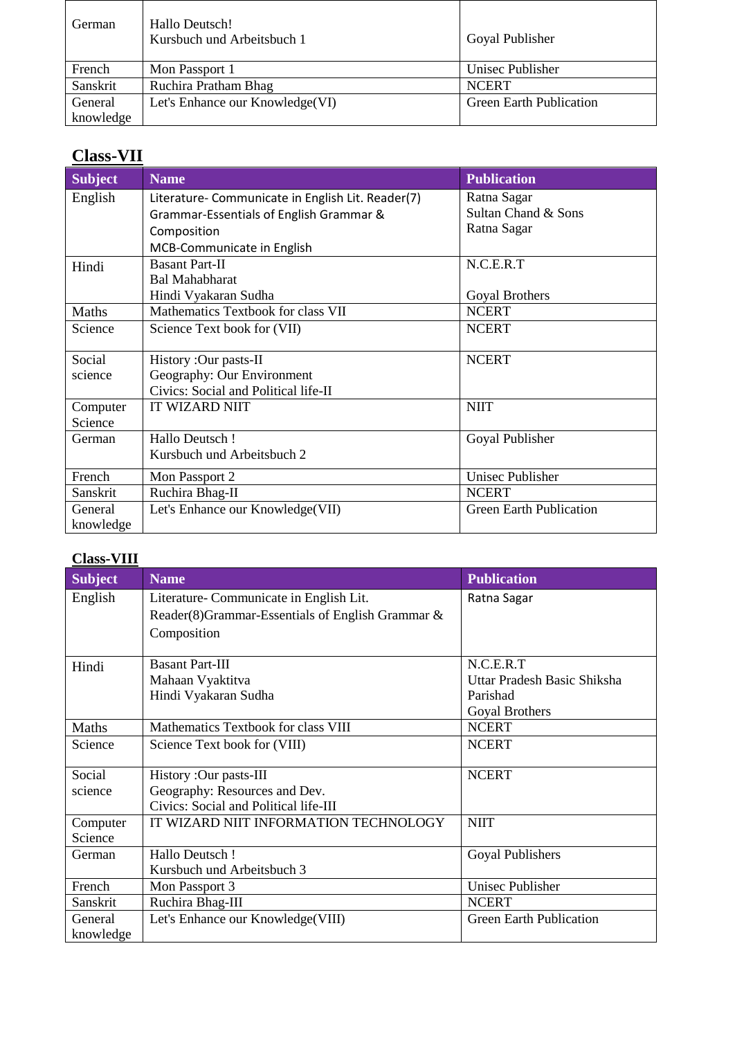| German | Hallo Deutsch!<br>Kursbuch und Arbeitsbuch 1 | Goyal Publisher |
|---|---|---|
| French | Mon Passport 1 | Unisec Publisher |
| Sanskrit | Ruchira Pratham Bhag | NCERT |
| General knowledge | Let's Enhance our Knowledge(VI) | Green Earth Publication |

## Class-VII

| Subject | Name | Publication |
|---|---|---|
| English | Literature- Communicate in English Lit. Reader(7)<br>Grammar-Essentials of English Grammar & Composition<br>MCB-Communicate in English | Ratna Sagar<br>Sultan Chand & Sons<br>Ratna Sagar |
| Hindi | Basant Part-II<br>Bal Mahabharat<br>Hindi Vyakaran Sudha | N.C.E.R.T<br><br>Goyal Brothers |
| Maths | Mathematics Textbook for class VII | NCERT |
| Science | Science Text book for (VII) | NCERT |
| Social science | History :Our pasts-II<br>Geography: Our Environment<br>Civics: Social and Political life-II | NCERT |
| Computer Science | IT WIZARD NIIT | NIIT |
| German | Hallo Deutsch !<br>Kursbuch und Arbeitsbuch 2 | Goyal Publisher |
| French | Mon Passport 2 | Unisec Publisher |
| Sanskrit | Ruchira Bhag-II | NCERT |
| General knowledge | Let's Enhance our Knowledge(VII) | Green Earth Publication |

## Class-VIII

| Subject | Name | Publication |
|---|---|---|
| English | Literature- Communicate in English Lit. Reader(8)Grammar-Essentials of English Grammar & Composition | Ratna Sagar |
| Hindi | Basant Part-III<br>Mahaan Vyaktitva<br>Hindi Vyakaran Sudha | N.C.E.R.T<br>Uttar Pradesh Basic Shiksha Parishad<br>Goyal Brothers |
| Maths | Mathematics Textbook for class VIII | NCERT |
| Science | Science Text book for (VIII) | NCERT |
| Social science | History :Our pasts-III<br>Geography: Resources and Dev.<br>Civics: Social and Political life-III | NCERT |
| Computer Science | IT WIZARD NIIT INFORMATION TECHNOLOGY | NIIT |
| German | Hallo Deutsch !<br>Kursbuch und Arbeitsbuch 3 | Goyal Publishers |
| French | Mon Passport 3 | Unisec Publisher |
| Sanskrit | Ruchira Bhag-III | NCERT |
| General knowledge | Let's Enhance our Knowledge(VIII) | Green Earth Publication |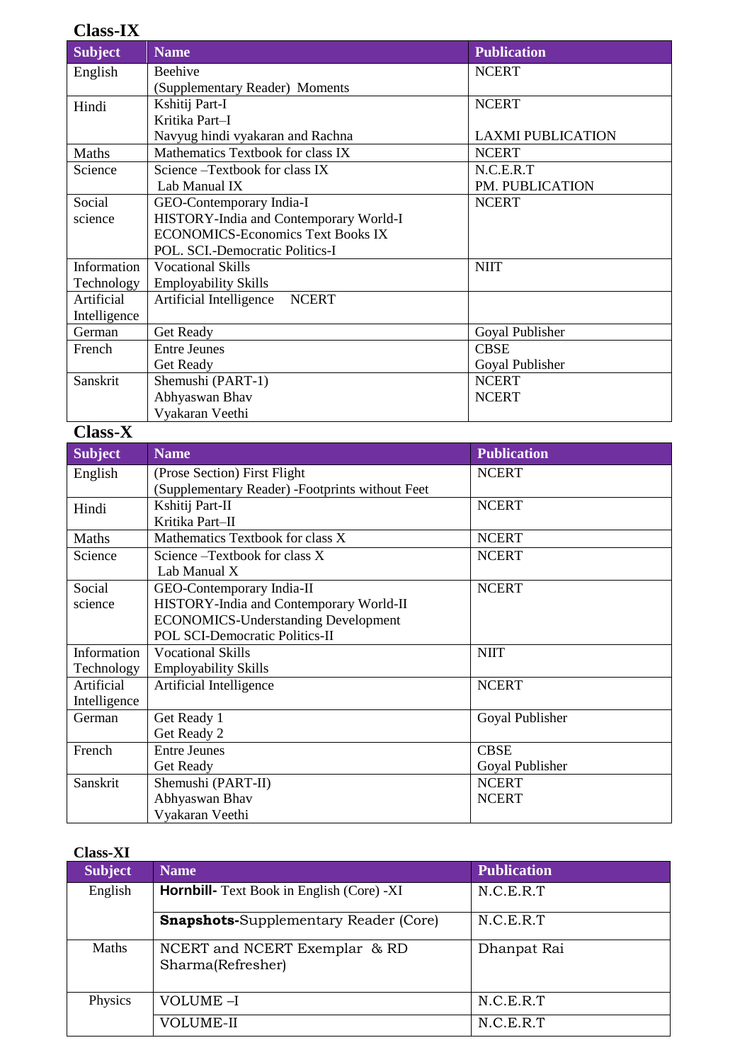## Class-IX

| Subject | Name | Publication |
|---|---|---|
| English | Beehive<br>(Supplementary Reader) Moments | NCERT |
| Hindi | Kshitij Part-I<br>Kritika Part–I<br>Navyug hindi vyakaran and Rachna | NCERT<br><br>LAXMI PUBLICATION |
| Maths | Mathematics Textbook for class IX | NCERT |
| Science | Science –Textbook for class IX<br>Lab Manual IX | N.C.E.R.T<br>PM. PUBLICATION |
| Social science | GEO-Contemporary India-I<br>HISTORY-India and Contemporary World-I<br>ECONOMICS-Economics Text Books IX<br>POL. SCI.-Democratic Politics-I | NCERT |
| Information Technology | Vocational Skills<br>Employability Skills | NIIT |
| Artificial Intelligence | Artificial Intelligence NCERT | |
| German | Get Ready | Goyal Publisher |
| French | Entre Jeunes<br>Get Ready | CBSE<br>Goyal Publisher |
| Sanskrit | Shemushi (PART-1)<br>Abhyaswan Bhav<br>Vyakaran Veethi | NCERT<br>NCERT |

## Class-X

| Subject | Name | Publication |
|---|---|---|
| English | (Prose Section) First Flight<br>(Supplementary Reader) -Footprints without Feet | NCERT |
| Hindi | Kshitij Part-II<br>Kritika Part–II | NCERT |
| Maths | Mathematics Textbook for class X | NCERT |
| Science | Science –Textbook for class X<br>Lab Manual X | NCERT |
| Social science | GEO-Contemporary India-II<br>HISTORY-India and Contemporary World-II<br>ECONOMICS-Understanding Development<br>POL SCI-Democratic Politics-II | NCERT |
| Information Technology | Vocational Skills<br>Employability Skills | NIIT |
| Artificial Intelligence | Artificial Intelligence | NCERT |
| German | Get Ready 1<br>Get Ready 2 | Goyal Publisher |
| French | Entre Jeunes<br>Get Ready | CBSE<br>Goyal Publisher |
| Sanskrit | Shemushi (PART-II)<br>Abhyaswan Bhav<br>Vyakaran Veethi | NCERT<br>NCERT |

## Class-XI

| Subject | Name | Publication |
|---|---|---|
| English | **Hornbill-** Text Book in English (Core) -XI | N.C.E.R.T |
| | **Snapshots-**Supplementary Reader (Core) | N.C.E.R.T |
| Maths | NCERT and NCERT Exemplar & RD Sharma(Refresher) | Dhanpat Rai |
| Physics | VOLUME –I | N.C.E.R.T |
| | VOLUME-II | N.C.E.R.T |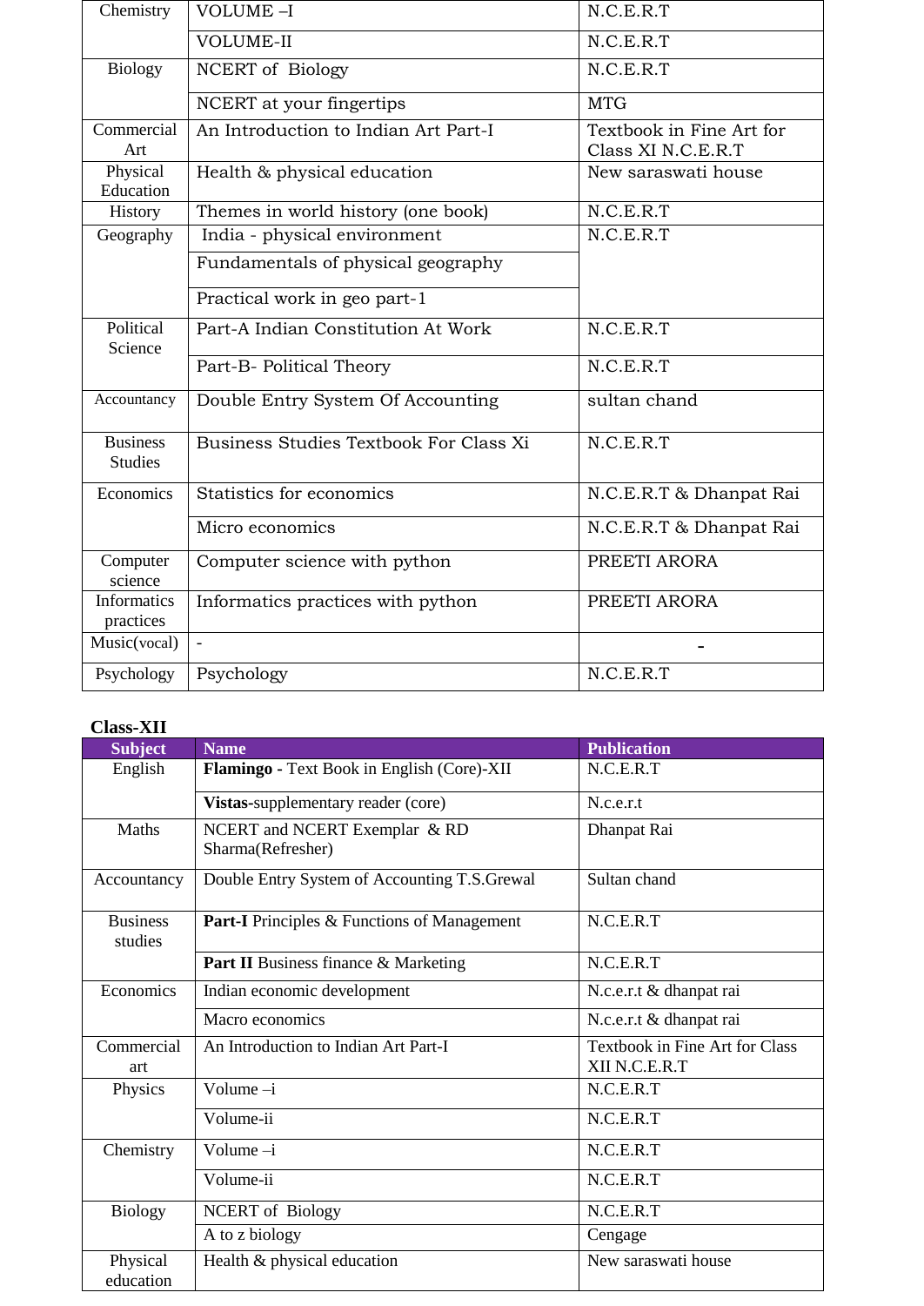| | | |
|---|---|---|
| Chemistry | VOLUME –I | N.C.E.R.T |
| | VOLUME-II | N.C.E.R.T |
| Biology | NCERT of Biology | N.C.E.R.T |
| | NCERT at your fingertips | MTG |
| Commercial Art | An Introduction to Indian Art Part-I | Textbook in Fine Art for Class XI N.C.E.R.T |
| Physical Education | Health & physical education | New saraswati house |
| History | Themes in world history (one book) | N.C.E.R.T |
| Geography | India - physical environment | N.C.E.R.T |
| | Fundamentals of physical geography | |
| | Practical work in geo part-1 | |
| Political Science | Part-A Indian Constitution At Work | N.C.E.R.T |
| | Part-B- Political Theory | N.C.E.R.T |
| Accountancy | Double Entry System Of Accounting | sultan chand |
| Business Studies | Business Studies Textbook For Class Xi | N.C.E.R.T |
| Economics | Statistics for economics | N.C.E.R.T & Dhanpat Rai |
| | Micro economics | N.C.E.R.T & Dhanpat Rai |
| Computer science | Computer science with python | PREETI ARORA |
| Informatics practices | Informatics practices with python | PREETI ARORA |
| Music(vocal) | - | - |
| Psychology | Psychology | N.C.E.R.T |

**Class-XII**

| Subject | Name | Publication |
|---|---|---|
| English | **Flamingo** - Text Book in English (Core)-XII | N.C.E.R.T |
| | **Vistas**-supplementary reader (core) | N.c.e.r.t |
| Maths | NCERT and NCERT Exemplar & RD Sharma(Refresher) | Dhanpat Rai |
| Accountancy | Double Entry System of Accounting T.S.Grewal | Sultan chand |
| Business studies | **Part-I** Principles & Functions of Management | N.C.E.R.T |
| | **Part II** Business finance & Marketing | N.C.E.R.T |
| Economics | Indian economic development | N.c.e.r.t & dhanpat rai |
| | Macro economics | N.c.e.r.t & dhanpat rai |
| Commercial art | An Introduction to Indian Art Part-I | Textbook in Fine Art for Class XII N.C.E.R.T |
| Physics | Volume –i | N.C.E.R.T |
| | Volume-ii | N.C.E.R.T |
| Chemistry | Volume –i | N.C.E.R.T |
| | Volume-ii | N.C.E.R.T |
| Biology | NCERT of Biology | N.C.E.R.T |
| | A to z biology | Cengage |
| Physical education | Health & physical education | New saraswati house |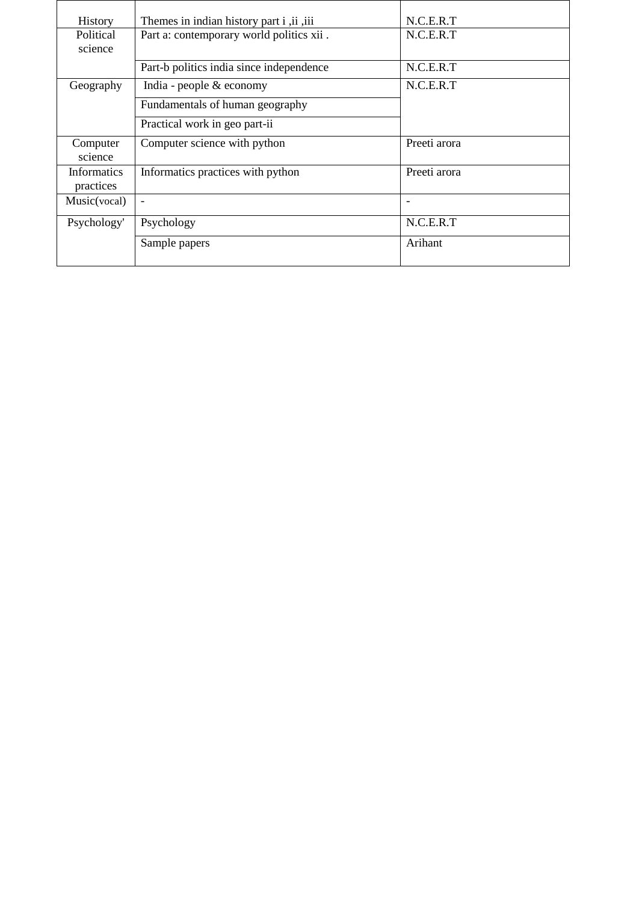| | | |
|---|---|---|
| History | Themes in indian history part i ,ii ,iii | N.C.E.R.T |
| Political science | Part a: contemporary world politics xii . | N.C.E.R.T |
| | Part-b politics india since independence | N.C.E.R.T |
| Geography | India - people & economy | N.C.E.R.T |
| | Fundamentals of human geography | |
| | Practical work in geo part-ii | |
| Computer science | Computer science with python | Preeti arora |
| Informatics practices | Informatics practices with python | Preeti arora |
| Music(vocal) | - | - |
| Psychology' | Psychology | N.C.E.R.T |
| | Sample papers | Arihant |